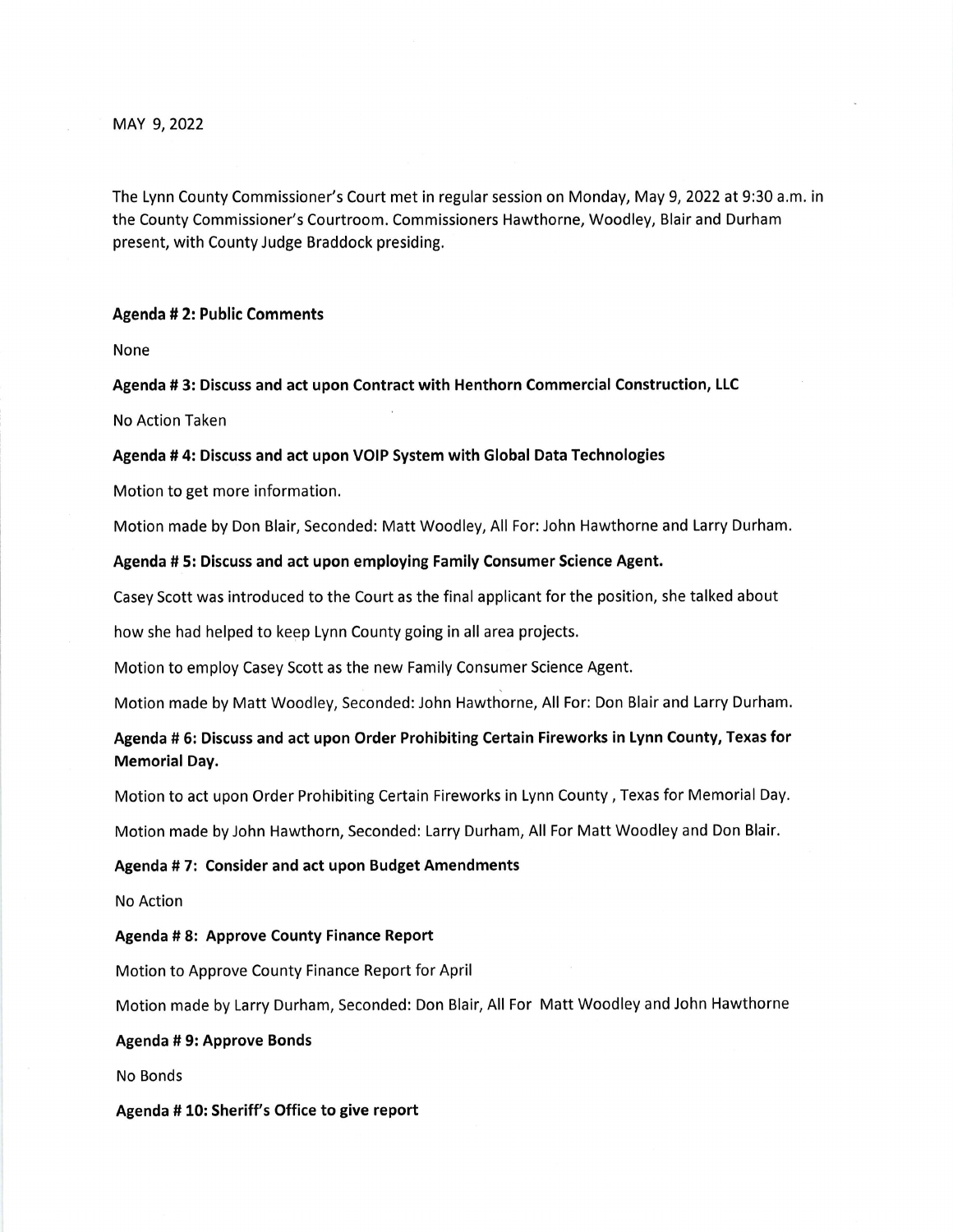MAY 9, 2022

The Lynn County Commissioner's Court met in regular session on Monday, May 9, 2022 at 9:30 a.m. in the County Commissioner's Courtroom. Commissioners Hawthorne, Woodley, Blair and Durham present, with County Judge Braddock presiding.

**Agenda # 2: Public Comments**

None

**Agenda # 3: Discuss and act upon Contract with Henthorn Commercial Construction, LLC**

No Action Taken

**Agenda # 4: Discuss and act upon VOIP System with Global Data Technologies**

Motion to get more information.

Motion made by Don Blair, Seconded: Matt Woodley, All For: John Hawthorne and Larry Durham.

**Agenda # 5: Discuss and act upon employing Family Consumer Science Agent.**

Casey Scott was introduced to the Court as the final applicant for the position, she talked about how she had helped to keep Lynn County going in all area projects.

Motion to employ Casey Scott as the new Family Consumer Science Agent.

Motion made by Matt Woodley, Seconded: John Hawthorne, All For: Don Blair and Larry Durham.

**Agenda # 6: Discuss and act upon Order Prohibiting Certain Fireworks in Lynn County, Texas for Memorial Day.**

Motion to act upon Order Prohibiting Certain Fireworks in Lynn County , Texas for Memorial Day.

Motion made by John Hawthorn, Seconded: Larry Durham, All For Matt Woodley and Don Blair.

**Agenda # 7: Consider and act upon Budget Amendments**

No Action

**Agenda # 8: Approve County Finance Report**

Motion to Approve County Finance Report for April

Motion made by Larry Durham, Seconded: Don Blair, All For Matt Woodley and John Hawthorne

**Agenda # 9: Approve Bonds**

No Bonds

**Agenda # 10: Sheriff's Office to give report**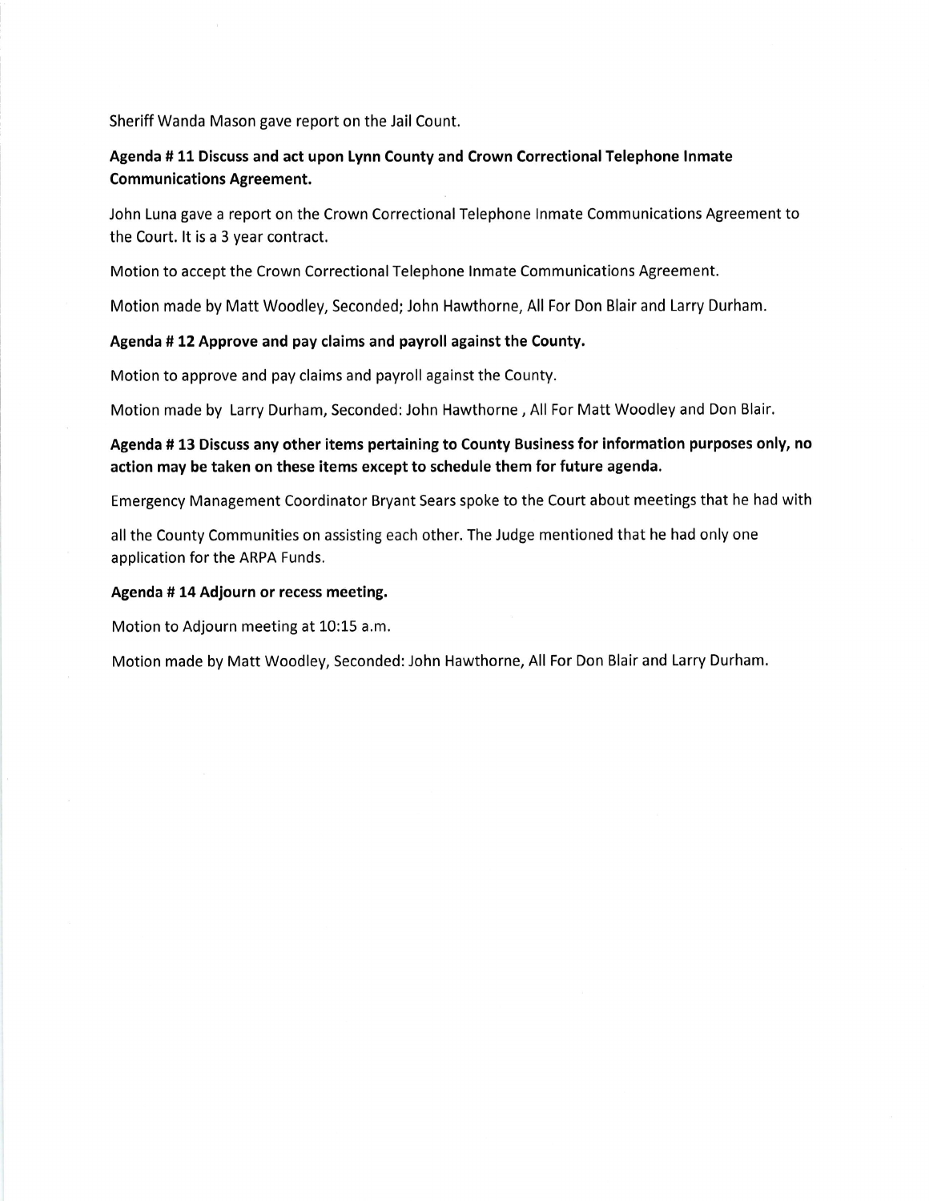Sheriff Wanda Mason gave report on the Jail Count.

**Agenda # 11 Discuss and act upon Lynn County and Crown Correctional Telephone Inmate Communications Agreement.**

John Luna gave a report on the Crown Correctional Telephone Inmate Communications Agreement to the Court. It is a 3 year contract.

Motion to accept the Crown Correctional Telephone Inmate Communications Agreement.

Motion made by Matt Woodley, Seconded; John Hawthorne, All For Don Blair and Larry Durham.

**Agenda # 12 Approve and pay claims and payroll against the County.**

Motion to approve and pay claims and payroll against the County.

Motion made by Larry Durham, Seconded: John Hawthorne , All For Matt Woodley and Don Blair.

**Agenda # 13 Discuss any other items pertaining to County Business for information purposes only, no action may be taken on these items except to schedule them for future agenda.**

Emergency Management Coordinator Bryant Sears spoke to the Court about meetings that he had with

all the County Communities on assisting each other. The Judge mentioned that he had only one application for the ARPA Funds.

**Agenda # 14 Adjourn or recess meeting.**

Motion to Adjourn meeting at 10:15 a.m.

Motion made by Matt Woodley, Seconded: John Hawthorne, All For Don Blair and Larry Durham.